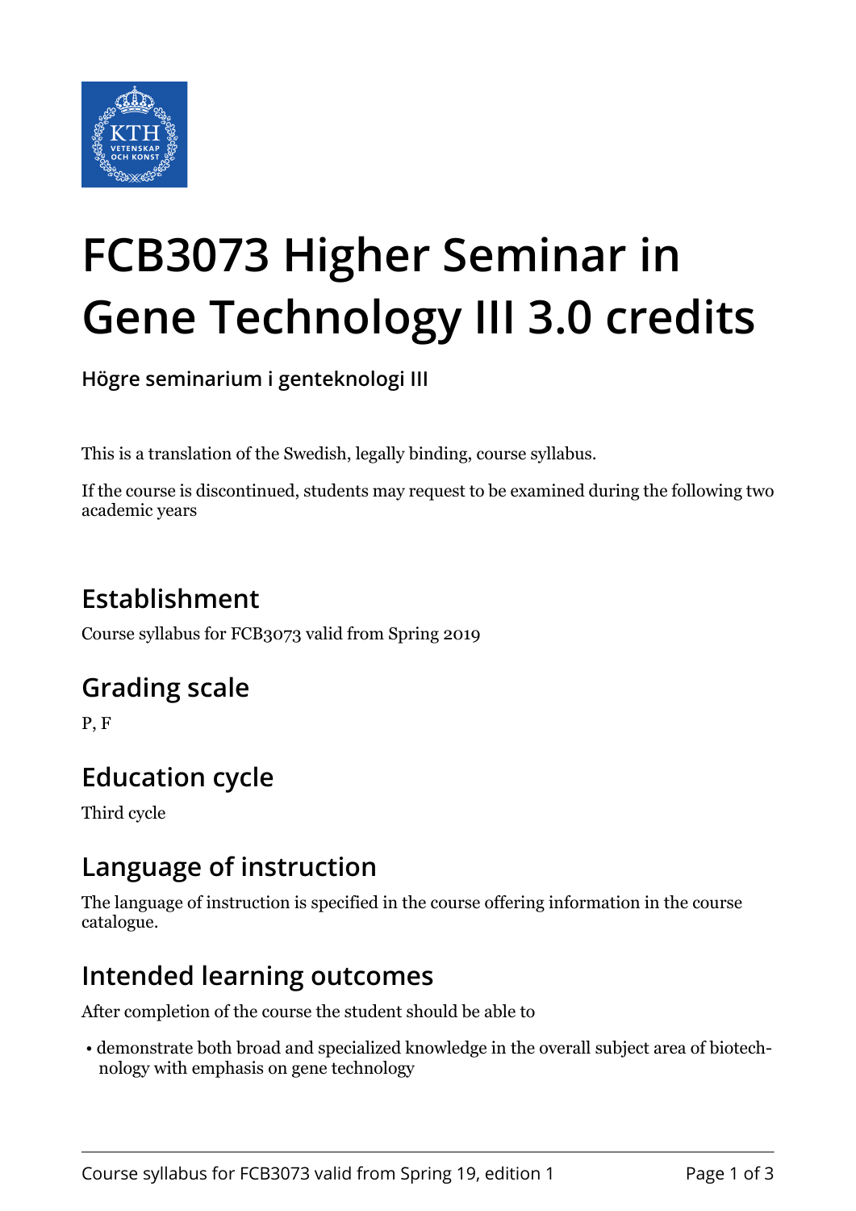# FCB3073 Higher Seminar in Gene Technology III 3.0 credits

**Högre seminarium i genteknologi III**

This is a translation of the Swedish, legally binding, course syllabus.

If the course is discontinued, students may request to be examined during the following two academic years

## Establishment

Course syllabus for FCB3073 valid from Spring 2019

## Grading scale

P, F

## Education cycle

Third cycle

## Language of instruction

The language of instruction is specified in the course offering information in the course catalogue.

## Intended learning outcomes

After completion of the course the student should be able to

- demonstrate both broad and specialized knowledge in the overall subject area of biotechnology with emphasis on gene technology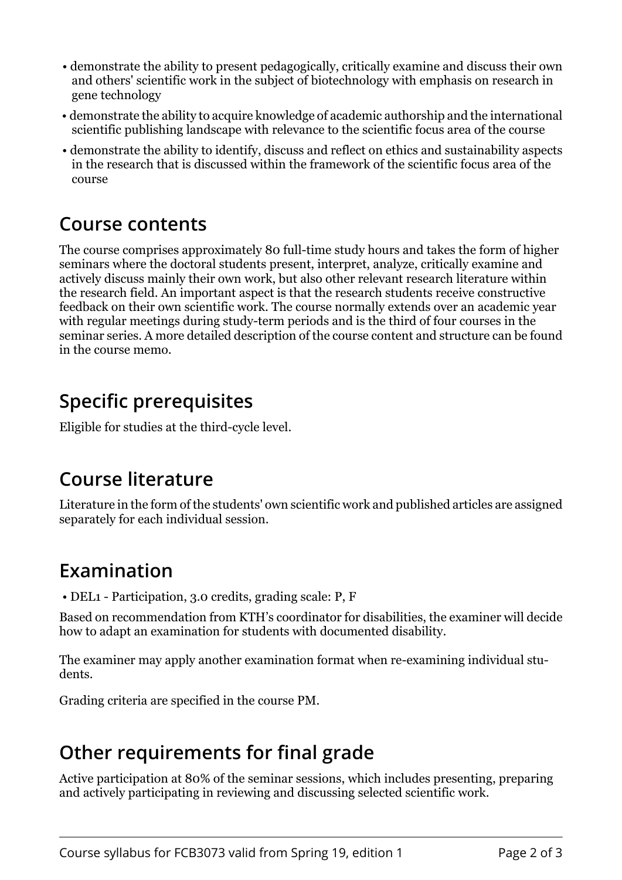- demonstrate the ability to present pedagogically, critically examine and discuss their own and others' scientific work in the subject of biotechnology with emphasis on research in gene technology
- demonstrate the ability to acquire knowledge of academic authorship and the international scientific publishing landscape with relevance to the scientific focus area of the course
- demonstrate the ability to identify, discuss and reflect on ethics and sustainability aspects in the research that is discussed within the framework of the scientific focus area of the course

## Course contents

The course comprises approximately 80 full-time study hours and takes the form of higher seminars where the doctoral students present, interpret, analyze, critically examine and actively discuss mainly their own work, but also other relevant research literature within the research field. An important aspect is that the research students receive constructive feedback on their own scientific work. The course normally extends over an academic year with regular meetings during study-term periods and is the third of four courses in the seminar series. A more detailed description of the course content and structure can be found in the course memo.

## Specific prerequisites

Eligible for studies at the third-cycle level.

## Course literature

Literature in the form of the students' own scientific work and published articles are assigned separately for each individual session.

## Examination

- DEL1 - Participation, 3.0 credits, grading scale: P, F

Based on recommendation from KTH's coordinator for disabilities, the examiner will decide how to adapt an examination for students with documented disability.

The examiner may apply another examination format when re-examining individual students.

Grading criteria are specified in the course PM.

## Other requirements for final grade

Active participation at 80% of the seminar sessions, which includes presenting, preparing and actively participating in reviewing and discussing selected scientific work.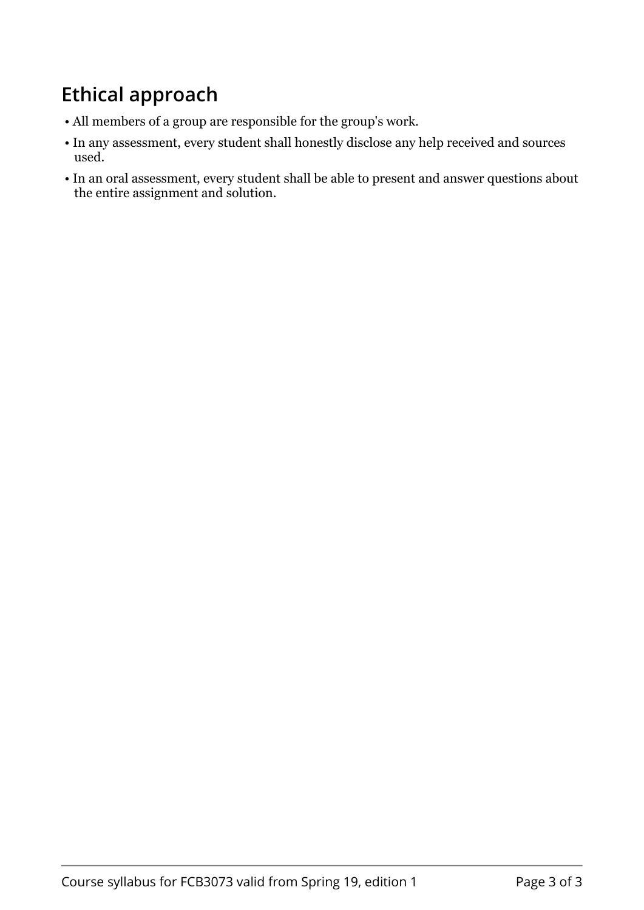## Ethical approach

- All members of a group are responsible for the group's work.
- In any assessment, every student shall honestly disclose any help received and sources used.
- In an oral assessment, every student shall be able to present and answer questions about the entire assignment and solution.